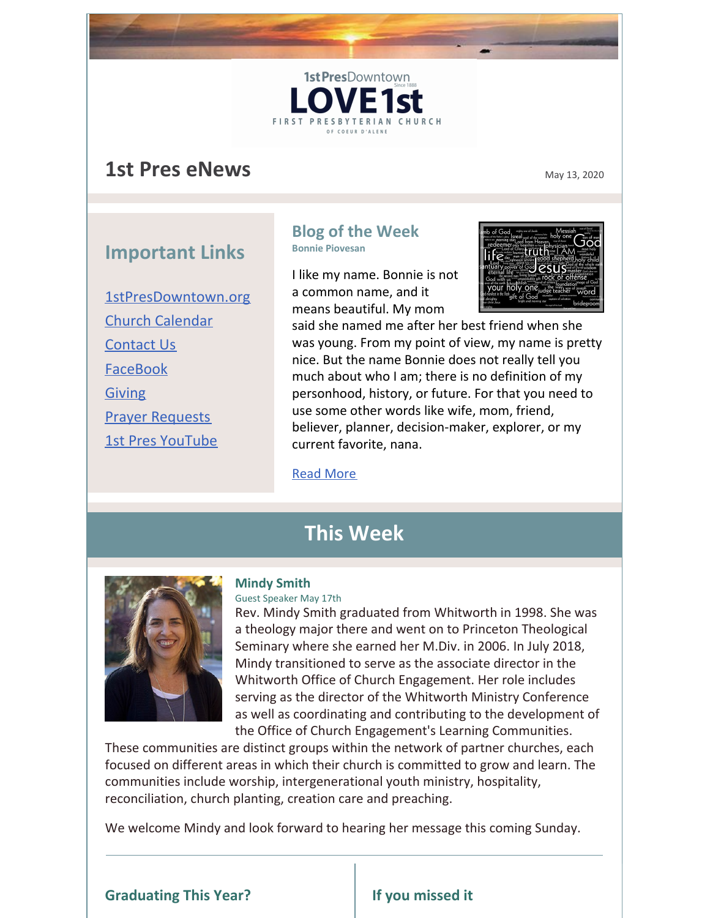1st Pres Downtown
Since 1888

LOVE 1st

FIRST PRESBYTERIAN CHURCH
OF COEUR D'ALENE

# 1st Pres eNews

May 13, 2020

## Important Links

[1stPresDowntown.org]()

[Church Calendar]()

[Contact Us]()

[FaceBook]()

[Giving]()

[Prayer Requests]()

[1st Pres YouTube]()

## Blog of the Week

**Bonnie Piovesan**

I like my name. Bonnie is not a common name, and it means beautiful. My mom said she named me after her best friend when she was young. From my point of view, my name is pretty nice. But the name Bonnie does not really tell you much about who I am; there is no definition of my personhood, history, or future. For that you need to use some other words like wife, mom, friend, believer, planner, decision-maker, explorer, or my current favorite, nana.

[Read More]()

## This Week

### Mindy Smith

Guest Speaker May 17th

Rev. Mindy Smith graduated from Whitworth in 1998. She was a theology major there and went on to Princeton Theological Seminary where she earned her M.Div. in 2006. In July 2018, Mindy transitioned to serve as the associate director in the Whitworth Office of Church Engagement. Her role includes serving as the director of the Whitworth Ministry Conference as well as coordinating and contributing to the development of the Office of Church Engagement's Learning Communities. These communities are distinct groups within the network of partner churches, each focused on different areas in which their church is committed to grow and learn. The communities include worship, intergenerational youth ministry, hospitality, reconciliation, church planting, creation care and preaching.

We welcome Mindy and look forward to hearing her message this coming Sunday.

### Graduating This Year?

### If you missed it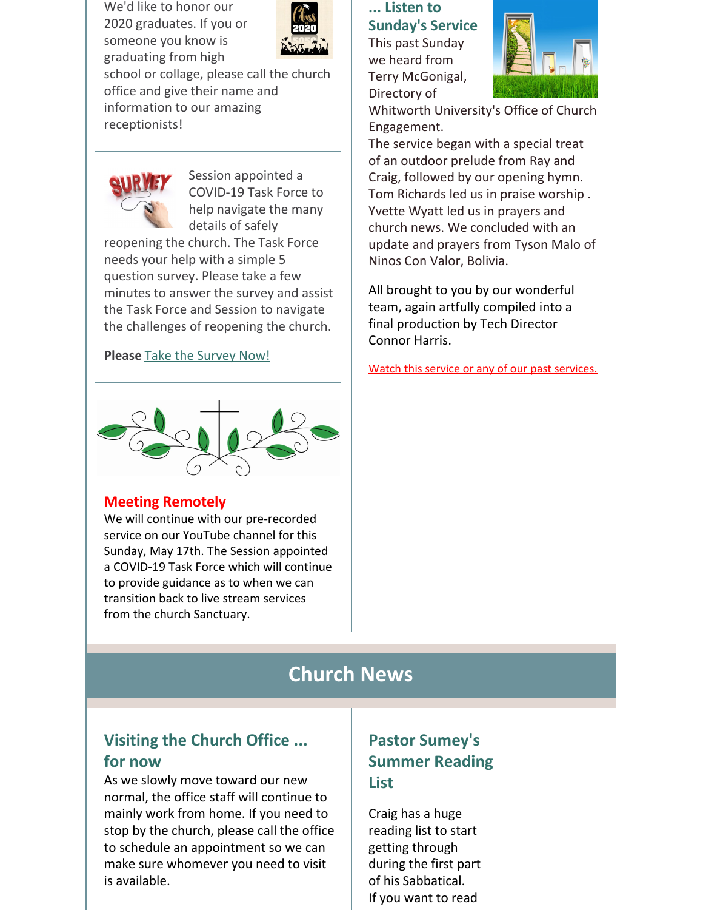We'd like to honor our 2020 graduates. If you or someone you know is graduating from high school or collage, please call the church office and give their name and information to our amazing receptionists!

Session appointed a COVID-19 Task Force to help navigate the many details of safely reopening the church. The Task Force needs your help with a simple 5 question survey. Please take a few minutes to answer the survey and assist the Task Force and Session to navigate the challenges of reopening the church.

**Please** Take the Survey Now!

### Meeting Remotely

We will continue with our pre-recorded service on our YouTube channel for this Sunday, May 17th. The Session appointed a COVID-19 Task Force which will continue to provide guidance as to when we can transition back to live stream services from the church Sanctuary.

### ... Listen to Sunday's Service

This past Sunday we heard from Terry McGonigal, Directory of Whitworth University's Office of Church Engagement.

The service began with a special treat of an outdoor prelude from Ray and Craig, followed by our opening hymn. Tom Richards led us in praise worship . Yvette Wyatt led us in prayers and church news. We concluded with an update and prayers from Tyson Malo of Ninos Con Valor, Bolivia.

All brought to you by our wonderful team, again artfully compiled into a final production by Tech Director Connor Harris.

Watch this service or any of our past services.

## Church News

### Visiting the Church Office ... for now

As we slowly move toward our new normal, the office staff will continue to mainly work from home. If you need to stop by the church, please call the office to schedule an appointment so we can make sure whomever you need to visit is available.

### Pastor Sumey's Summer Reading List

Craig has a huge reading list to start getting through during the first part of his Sabbatical. If you want to read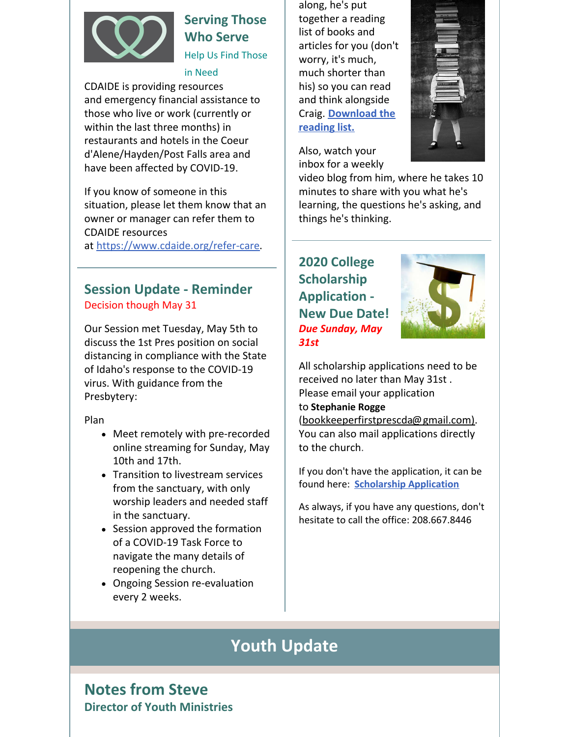## Serving Those Who Serve

Help Us Find Those in Need

CDAIDE is providing resources and emergency financial assistance to those who live or work (currently or within the last three months) in restaurants and hotels in the Coeur d'Alene/Hayden/Post Falls area and have been affected by COVID-19.

If you know of someone in this situation, please let them know that an owner or manager can refer them to CDAIDE resources at https://www.cdaide.org/refer-care.

## Session Update - Reminder

Decision though May 31

Our Session met Tuesday, May 5th to discuss the 1st Pres position on social distancing in compliance with the State of Idaho's response to the COVID-19 virus. With guidance from the Presbytery:

Plan

- Meet remotely with pre-recorded online streaming for Sunday, May 10th and 17th.
- Transition to livestream services from the sanctuary, with only worship leaders and needed staff in the sanctuary.
- Session approved the formation of a COVID-19 Task Force to navigate the many details of reopening the church.
- Ongoing Session re-evaluation every 2 weeks.

along, he's put together a reading list of books and articles for you (don't worry, it's much, much shorter than his) so you can read and think alongside Craig. **Download the reading list.**

Also, watch your inbox for a weekly video blog from him, where he takes 10 minutes to share with you what he's learning, the questions he's asking, and things he's thinking.

## 2020 College Scholarship Application - New Due Date!

***Due Sunday, May 31st***

All scholarship applications need to be received no later than May 31st . Please email your application to **Stephanie Rogge** (bookkeeperfirstprescda@gmail.com). You can also mail applications directly to the church.

If you don't have the application, it can be found here: **Scholarship Application**

As always, if you have any questions, don't hesitate to call the office: 208.667.8446

# Youth Update

## Notes from Steve

### Director of Youth Ministries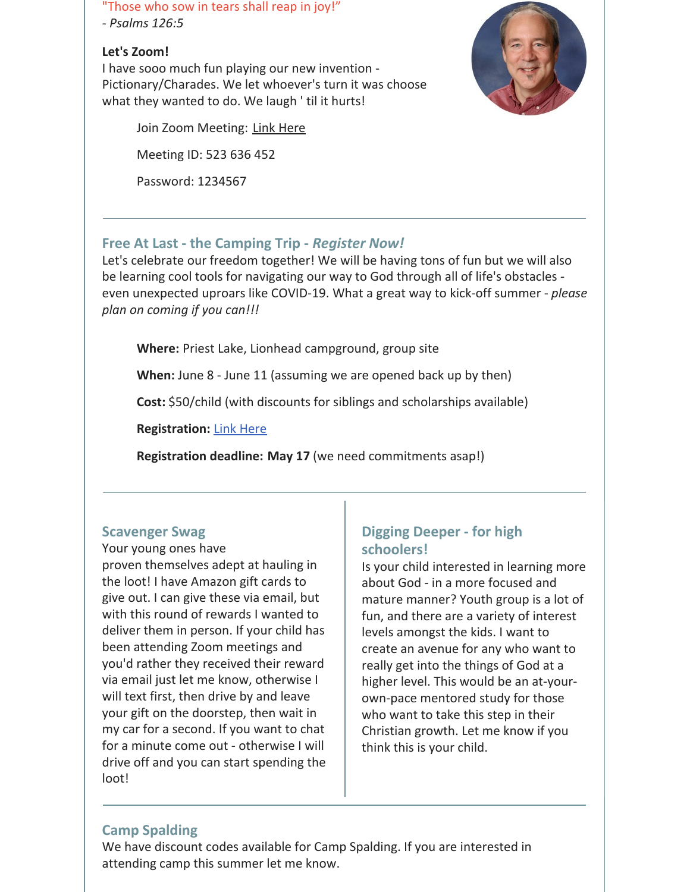"Those who sow in tears shall reap in joy!"
*- Psalms 126:5*

**Let's Zoom!**
I have sooo much fun playing our new invention - Pictionary/Charades. We let whoever's turn it was choose what they wanted to do. We laugh ' til it hurts!

Join Zoom Meeting: Link Here

Meeting ID: 523 636 452

Password: 1234567

---

### Free At Last - the Camping Trip - *Register Now!*

Let's celebrate our freedom together! We will be having tons of fun but we will also be learning cool tools for navigating our way to God through all of life's obstacles - even unexpected uproars like COVID-19. What a great way to kick-off summer - *please plan on coming if you can!!!*

**Where:** Priest Lake, Lionhead campground, group site

**When:** June 8 - June 11 (assuming we are opened back up by then)

**Cost:** $50/child (with discounts for siblings and scholarships available)

**Registration:** Link Here

**Registration deadline: May 17** (we need commitments asap!)

---

### Scavenger Swag

Your young ones have proven themselves adept at hauling in the loot! I have Amazon gift cards to give out. I can give these via email, but with this round of rewards I wanted to deliver them in person. If your child has been attending Zoom meetings and you'd rather they received their reward via email just let me know, otherwise I will text first, then drive by and leave your gift on the doorstep, then wait in my car for a second. If you want to chat for a minute come out - otherwise I will drive off and you can start spending the loot!

### Digging Deeper - for high schoolers!

Is your child interested in learning more about God - in a more focused and mature manner? Youth group is a lot of fun, and there are a variety of interest levels amongst the kids. I want to create an avenue for any who want to really get into the things of God at a higher level. This would be an at-your-own-pace mentored study for those who want to take this step in their Christian growth. Let me know if you think this is your child.

---

### Camp Spalding

We have discount codes available for Camp Spalding. If you are interested in attending camp this summer let me know.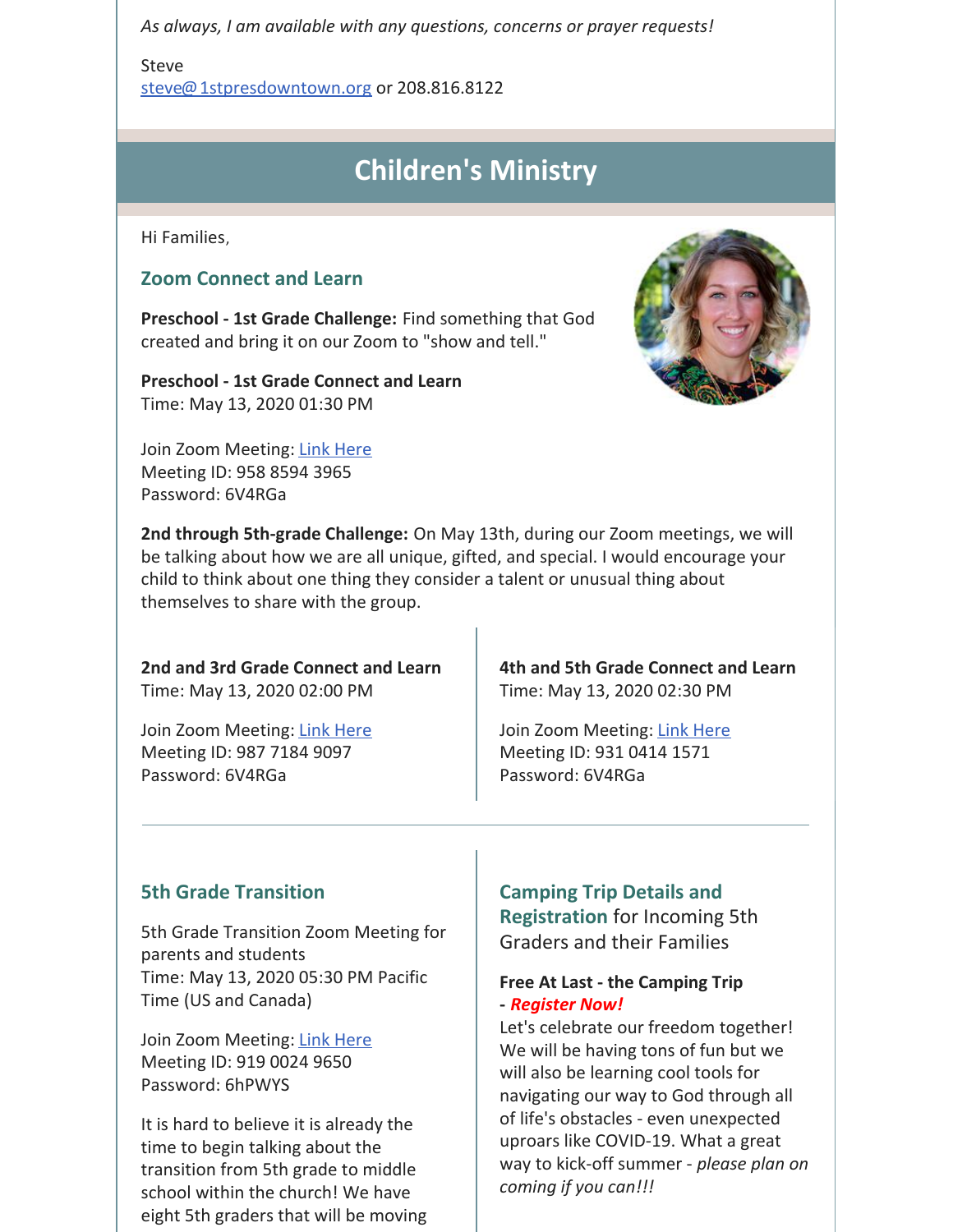*As always, I am available with any questions, concerns or prayer requests!*

Steve
[steve@1stpresdowntown.org](mailto:steve@1stpresdowntown.org) or 208.816.8122

## Children's Ministry

Hi Families,

### Zoom Connect and Learn

**Preschool - 1st Grade Challenge:** Find something that God created and bring it on our Zoom to "show and tell."

**Preschool - 1st Grade Connect and Learn**
Time: May 13, 2020 01:30 PM

Join Zoom Meeting: Link Here
Meeting ID: 958 8594 3965
Password: 6V4RGa

**2nd through 5th-grade Challenge:** On May 13th, during our Zoom meetings, we will be talking about how we are all unique, gifted, and special. I would encourage your child to think about one thing they consider a talent or unusual thing about themselves to share with the group.

**2nd and 3rd Grade Connect and Learn**
Time: May 13, 2020 02:00 PM

Join Zoom Meeting: Link Here
Meeting ID: 987 7184 9097
Password: 6V4RGa

**4th and 5th Grade Connect and Learn**
Time: May 13, 2020 02:30 PM

Join Zoom Meeting: Link Here
Meeting ID: 931 0414 1571
Password: 6V4RGa

---

### 5th Grade Transition

5th Grade Transition Zoom Meeting for parents and students
Time: May 13, 2020 05:30 PM Pacific Time (US and Canada)

Join Zoom Meeting: Link Here
Meeting ID: 919 0024 9650
Password: 6hPWYS

It is hard to believe it is already the time to begin talking about the transition from 5th grade to middle school within the church! We have eight 5th graders that will be moving

### Camping Trip Details and Registration for Incoming 5th Graders and their Families

**Free At Last - the Camping Trip - *Register Now!***
Let's celebrate our freedom together! We will be having tons of fun but we will also be learning cool tools for navigating our way to God through all of life's obstacles - even unexpected uproars like COVID-19. What a great way to kick-off summer - *please plan on coming if you can!!!*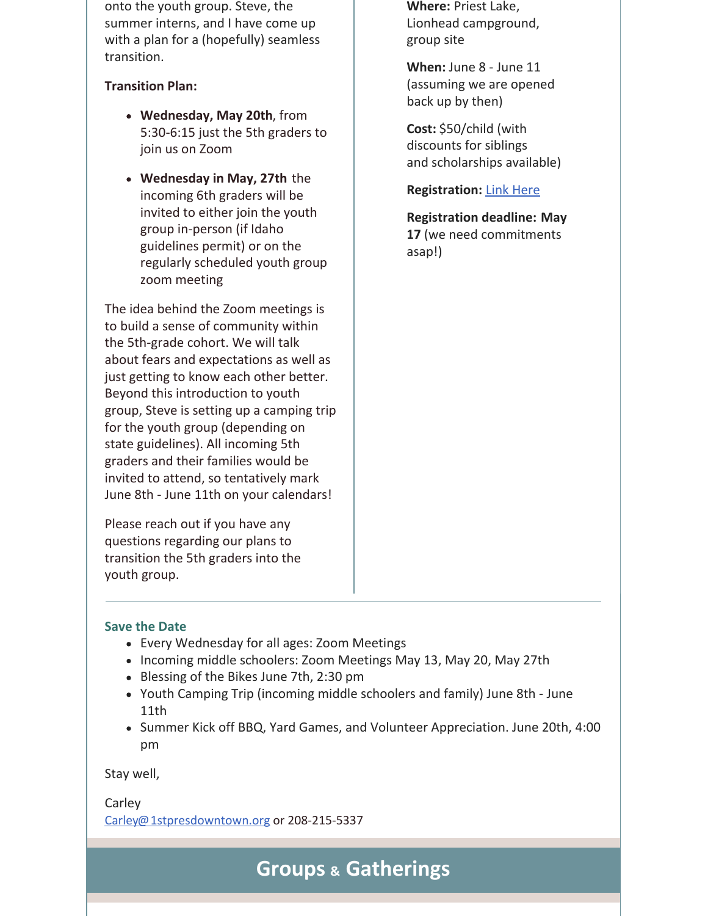onto the youth group. Steve, the summer interns, and I have come up with a plan for a (hopefully) seamless transition.

**Transition Plan:**

- **Wednesday, May 20th**, from 5:30-6:15 just the 5th graders to join us on Zoom
- **Wednesday in May, 27th** the incoming 6th graders will be invited to either join the youth group in-person (if Idaho guidelines permit) or on the regularly scheduled youth group zoom meeting

The idea behind the Zoom meetings is to build a sense of community within the 5th-grade cohort. We will talk about fears and expectations as well as just getting to know each other better. Beyond this introduction to youth group, Steve is setting up a camping trip for the youth group (depending on state guidelines). All incoming 5th graders and their families would be invited to attend, so tentatively mark June 8th - June 11th on your calendars!

Please reach out if you have any questions regarding our plans to transition the 5th graders into the youth group.

**Where:** Priest Lake, Lionhead campground, group site

**When:** June 8 - June 11 (assuming we are opened back up by then)

**Cost:** $50/child (with discounts for siblings and scholarships available)

**Registration:** Link Here

**Registration deadline: May 17** (we need commitments asap!)

### Save the Date

- Every Wednesday for all ages: Zoom Meetings
- Incoming middle schoolers: Zoom Meetings May 13, May 20, May 27th
- Blessing of the Bikes June 7th, 2:30 pm
- Youth Camping Trip (incoming middle schoolers and family) June 8th - June 11th
- Summer Kick off BBQ, Yard Games, and Volunteer Appreciation. June 20th, 4:00 pm

Stay well,

Carley
Carley@1stpresdowntown.org or 208-215-5337

## Groups & Gatherings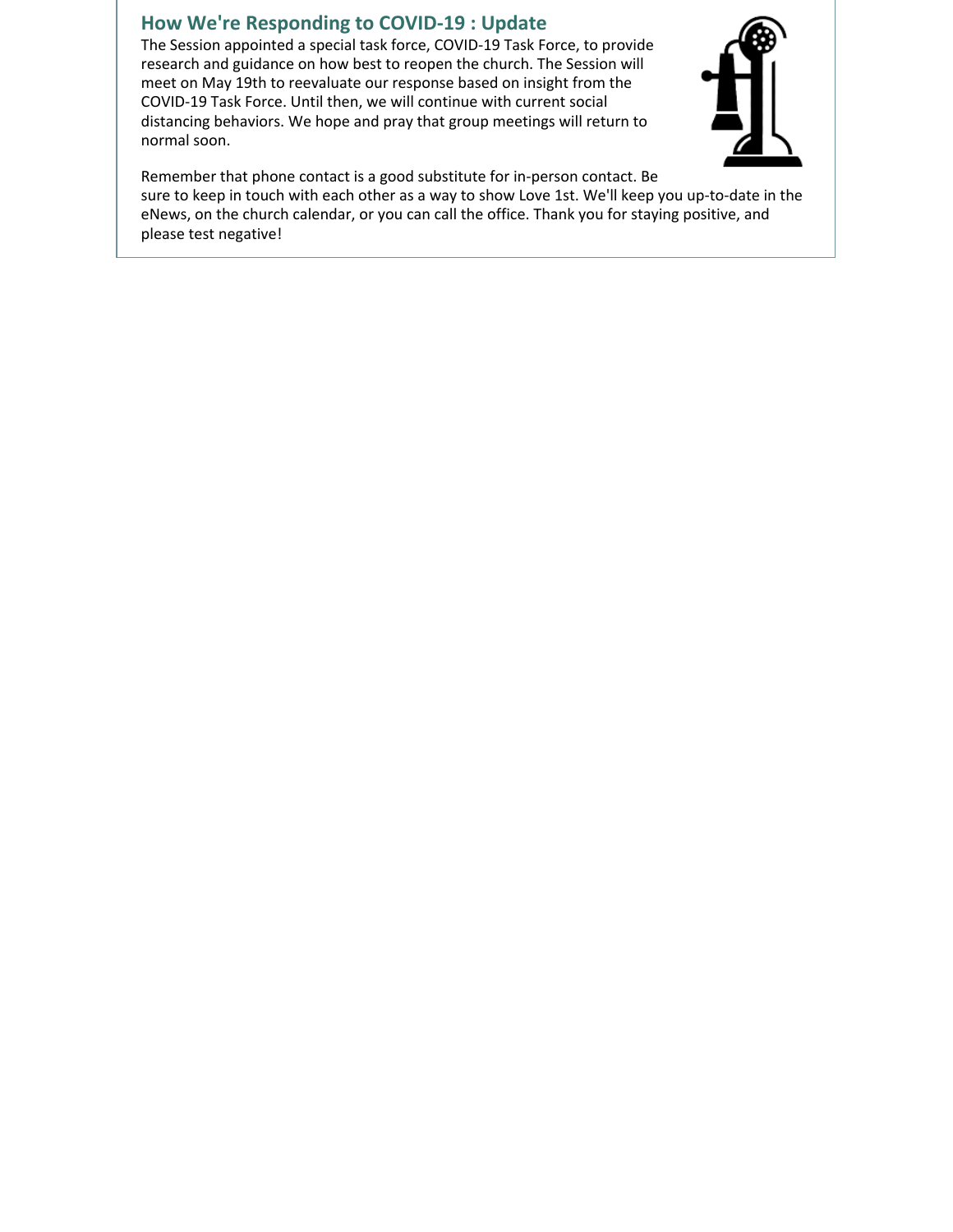## How We're Responding to COVID-19 : Update

The Session appointed a special task force, COVID-19 Task Force, to provide research and guidance on how best to reopen the church. The Session will meet on May 19th to reevaluate our response based on insight from the COVID-19 Task Force. Until then, we will continue with current social distancing behaviors. We hope and pray that group meetings will return to normal soon.

Remember that phone contact is a good substitute for in-person contact. Be sure to keep in touch with each other as a way to show Love 1st. We'll keep you up-to-date in the eNews, on the church calendar, or you can call the office. Thank you for staying positive, and please test negative!